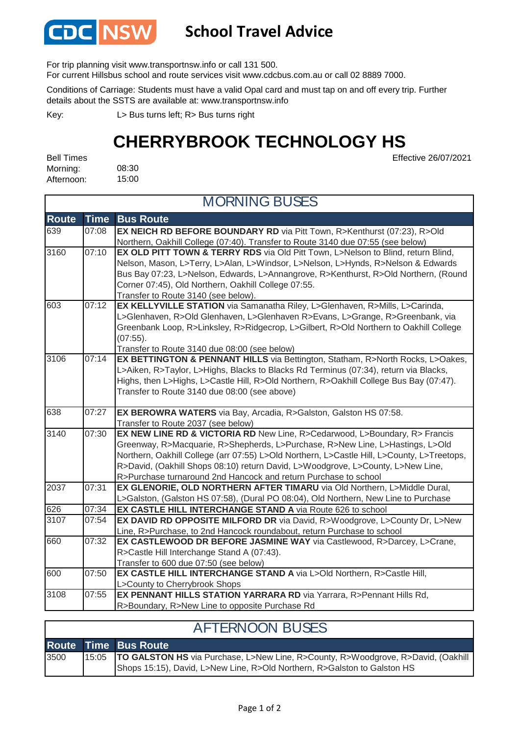# School Travel Advice

For trip planning visit www.transportnsw.info or call 131 500.
For current Hillsbus school and route services visit www.cdcbus.com.au or call 02 8889 7000.

Conditions of Carriage: Students must have a valid Opal card and must tap on and off every trip. Further details about the SSTS are available at: www.transportnsw.info

Key: L> Bus turns left; R> Bus turns right

## CHERRYBROOK TECHNOLOGY HS

Effective 26/07/2021

Bell Times
Morning: 08:30
Afternoon: 15:00

### MORNING BUSES

| Route | Time | Bus Route |
|---|---|---|
| 639 | 07:08 | **EX NEICH RD BEFORE BOUNDARY RD** via Pitt Town, R>Kenthurst (07:23), R>Old Northern, Oakhill College (07:40). Transfer to Route 3140 due 07:55 (see below) |
| 3160 | 07:10 | **EX OLD PITT TOWN & TERRY RDS** via Old Pitt Town, L>Nelson to Blind, return Blind, Nelson, Mason, L>Terry, L>Alan, L>Windsor, L>Nelson, L>Hynds, R>Nelson & Edwards Bus Bay 07:23, L>Nelson, Edwards, L>Annangrove, R>Kenthurst, R>Old Northern, (Round Corner 07:45), Old Northern, Oakhill College 07:55. Transfer to Route 3140 (see below). |
| 603 | 07:12 | **EX KELLYVILLE STATION** via Samanatha Riley, L>Glenhaven, R>Mills, L>Carinda, L>Glenhaven, R>Old Glenhaven, L>Glenhaven R>Evans, L>Grange, R>Greenbank, via Greenbank Loop, R>Linksley, R>Ridgecrop, L>Gilbert, R>Old Northern to Oakhill College (07:55). Transfer to Route 3140 due 08:00 (see below) |
| 3106 | 07:14 | **EX BETTINGTON & PENNANT HILLS** via Bettington, Statham, R>North Rocks, L>Oakes, L>Aiken, R>Taylor, L>Highs, Blacks to Blacks Rd Terminus (07:34), return via Blacks, Highs, then L>Highs, L>Castle Hill, R>Old Northern, R>Oakhill College Bus Bay (07:47). Transfer to Route 3140 due 08:00 (see above) |
| 638 | 07:27 | **EX BEROWRA WATERS** via Bay, Arcadia, R>Galston, Galston HS 07:58. Transfer to Route 2037 (see below) |
| 3140 | 07:30 | **EX NEW LINE RD & VICTORIA RD** New Line, R>Cedarwood, L>Boundary, R> Francis Greenway, R>Macquarie, R>Shepherds, L>Purchase, R>New Line, L>Hastings, L>Old Northern, Oakhill College (arr 07:55) L>Old Northern, L>Castle Hill, L>County, L>Treetops, R>David, (Oakhill Shops 08:10) return David, L>Woodgrove, L>County, L>New Line, R>Purchase turnaround 2nd Hancock and return Purchase to school |
| 2037 | 07:31 | **EX GLENORIE, OLD NORTHERN AFTER TIMARU** via Old Northern, L>Middle Dural, L>Galston, (Galston HS 07:58), (Dural PO 08:04), Old Northern, New Line to Purchase |
| 626 | 07:34 | **EX CASTLE HILL INTERCHANGE STAND A** via Route 626 to school |
| 3107 | 07:54 | **EX DAVID RD OPPOSITE MILFORD DR** via David, R>Woodgrove, L>County Dr, L>New Line, R>Purchase, to 2nd Hancock roundabout, return Purchase to school |
| 660 | 07:32 | **EX CASTLEWOOD DR BEFORE JASMINE WAY** via Castlewood, R>Darcey, L>Crane, R>Castle Hill Interchange Stand A (07:43). Transfer to 600 due 07:50 (see below) |
| 600 | 07:50 | **EX CASTLE HILL INTERCHANGE STAND A** via L>Old Northern, R>Castle Hill, L>County to Cherrybrook Shops |
| 3108 | 07:55 | **EX PENNANT HILLS STATION YARRARA RD** via Yarrara, R>Pennant Hills Rd, R>Boundary, R>New Line to opposite Purchase Rd |

### AFTERNOON BUSES

| Route | Time | Bus Route |
|---|---|---|
| 3500 | 15:05 | **TO GALSTON HS** via Purchase, L>New Line, R>County, R>Woodgrove, R>David, (Oakhill Shops 15:15), David, L>New Line, R>Old Northern, R>Galston to Galston HS |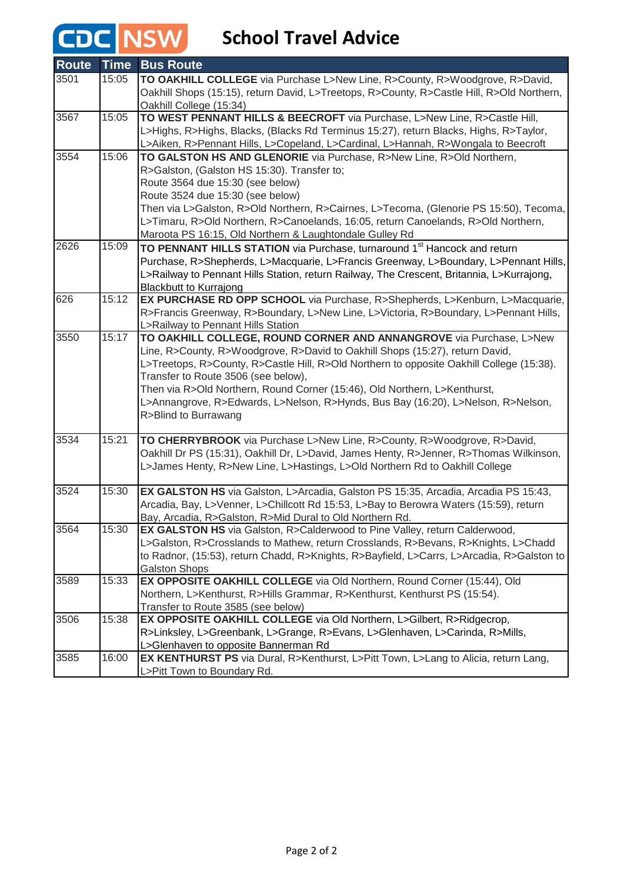# CDC NSW School Travel Advice

| Route | Time | Bus Route |
|---|---|---|
| 3501 | 15:05 | **TO OAKHILL COLLEGE** via Purchase L>New Line, R>County, R>Woodgrove, R>David, Oakhill Shops (15:15), return David, L>Treetops, R>County, R>Castle Hill, R>Old Northern, Oakhill College (15:34) |
| 3567 | 15:05 | **TO WEST PENNANT HILLS & BEECROFT** via Purchase, L>New Line, R>Castle Hill, L>Highs, R>Highs, Blacks, (Blacks Rd Terminus 15:27), return Blacks, Highs, R>Taylor, L>Aiken, R>Pennant Hills, L>Copeland, L>Cardinal, L>Hannah, R>Wongala to Beecroft |
| 3554 | 15:06 | **TO GALSTON HS AND GLENORIE** via Purchase, R>New Line, R>Old Northern, R>Galston, (Galston HS 15:30). Transfer to; Route 3564 due 15:30 (see below) Route 3524 due 15:30 (see below) Then via L>Galston, R>Old Northern, R>Cairnes, L>Tecoma, (Glenorie PS 15:50), Tecoma, L>Timaru, R>Old Northern, R>Canoelands, 16:05, return Canoelands, R>Old Northern, Maroota PS 16:15, Old Northern & Laughtondale Gulley Rd |
| 2626 | 15:09 | **TO PENNANT HILLS STATION** via Purchase, turnaround 1st Hancock and return Purchase, R>Shepherds, L>Macquarie, L>Francis Greenway, L>Boundary, L>Pennant Hills, L>Railway to Pennant Hills Station, return Railway, The Crescent, Britannia, L>Kurrajong, Blackbutt to Kurrajong |
| 626 | 15:12 | **EX PURCHASE RD OPP SCHOOL** via Purchase, R>Shepherds, L>Kenburn, L>Macquarie, R>Francis Greenway, R>Boundary, L>New Line, L>Victoria, R>Boundary, L>Pennant Hills, L>Railway to Pennant Hills Station |
| 3550 | 15:17 | **TO OAKHILL COLLEGE, ROUND CORNER AND ANNANGROVE** via Purchase, L>New Line, R>County, R>Woodgrove, R>David to Oakhill Shops (15:27), return David, L>Treetops, R>County, R>Castle Hill, R>Old Northern to opposite Oakhill College (15:38). Transfer to Route 3506 (see below), Then via R>Old Northern, Round Corner (15:46), Old Northern, L>Kenthurst, L>Annangrove, R>Edwards, L>Nelson, R>Hynds, Bus Bay (16:20), L>Nelson, R>Nelson, R>Blind to Burrawang |
| 3534 | 15:21 | **TO CHERRYBROOK** via Purchase L>New Line, R>County, R>Woodgrove, R>David, Oakhill Dr PS (15:31), Oakhill Dr, L>David, James Henty, R>Jenner, R>Thomas Wilkinson, L>James Henty, R>New Line, L>Hastings, L>Old Northern Rd to Oakhill College |
| 3524 | 15:30 | **EX GALSTON HS** via Galston, L>Arcadia, Galston PS 15:35, Arcadia, Arcadia PS 15:43, Arcadia, Bay, L>Venner, L>Chillcott Rd 15:53, L>Bay to Berowra Waters (15:59), return Bay, Arcadia, R>Galston, R>Mid Dural to Old Northern Rd. |
| 3564 | 15:30 | **EX GALSTON HS** via Galston, R>Calderwood to Pine Valley, return Calderwood, L>Galston, R>Crosslands to Mathew, return Crosslands, R>Bevans, R>Knights, L>Chadd to Radnor, (15:53), return Chadd, R>Knights, R>Bayfield, L>Carrs, L>Arcadia, R>Galston to Galston Shops |
| 3589 | 15:33 | **EX OPPOSITE OAKHILL COLLEGE** via Old Northern, Round Corner (15:44), Old Northern, L>Kenthurst, R>Hills Grammar, R>Kenthurst, Kenthurst PS (15:54). Transfer to Route 3585 (see below) |
| 3506 | 15:38 | **EX OPPOSITE OAKHILL COLLEGE** via Old Northern, L>Gilbert, R>Ridgecrop, R>Linksley, L>Greenbank, L>Grange, R>Evans, L>Glenhaven, L>Carinda, R>Mills, L>Glenhaven to opposite Bannerman Rd |
| 3585 | 16:00 | **EX KENTHURST PS** via Dural, R>Kenthurst, L>Pitt Town, L>Lang to Alicia, return Lang, L>Pitt Town to Boundary Rd. |